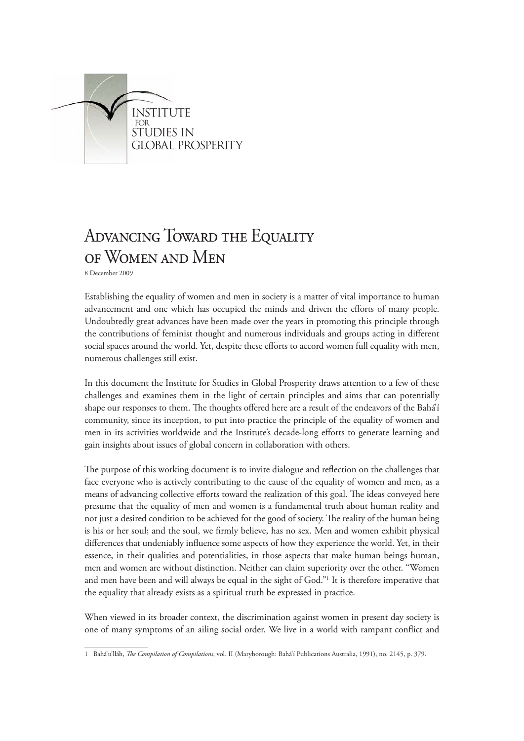INSTITUTE FOR STUDIES IN GLOBAL PROSPERITY

# Advancing Toward the Equality of Women and Men

8 December 2009

Establishing the equality of women and men in society is a matter of vital importance to human advancement and one which has occupied the minds and driven the efforts of many people. Undoubtedly great advances have been made over the years in promoting this principle through the contributions of feminist thought and numerous individuals and groups acting in different social spaces around the world. Yet, despite these efforts to accord women full equality with men, numerous challenges still exist.

In this document the Institute for Studies in Global Prosperity draws attention to a few of these challenges and examines them in the light of certain principles and aims that can potentially shape our responses to them. The thoughts offered here are a result of the endeavors of the Bahá'í community, since its inception, to put into practice the principle of the equality of women and men in its activities worldwide and the Institute's decade-long efforts to generate learning and gain insights about issues of global concern in collaboration with others.

The purpose of this working document is to invite dialogue and reflection on the challenges that face everyone who is actively contributing to the cause of the equality of women and men, as a means of advancing collective efforts toward the realization of this goal. The ideas conveyed here presume that the equality of men and women is a fundamental truth about human reality and not just a desired condition to be achieved for the good of society. The reality of the human being is his or her soul; and the soul, we firmly believe, has no sex. Men and women exhibit physical differences that undeniably influence some aspects of how they experience the world. Yet, in their essence, in their qualities and potentialities, in those aspects that make human beings human, men and women are without distinction. Neither can claim superiority over the other. "Women and men have been and will always be equal in the sight of God."[1] It is therefore imperative that the equality that already exists as a spiritual truth be expressed in practice.

When viewed in its broader context, the discrimination against women in present day society is one of many symptoms of an ailing social order. We live in a world with rampant conflict and

---

1 Bahá'u'lláh, *The Compilation of Compilations*, vol. II (Maryborough: Bahá'í Publications Australia, 1991), no. 2145, p. 379.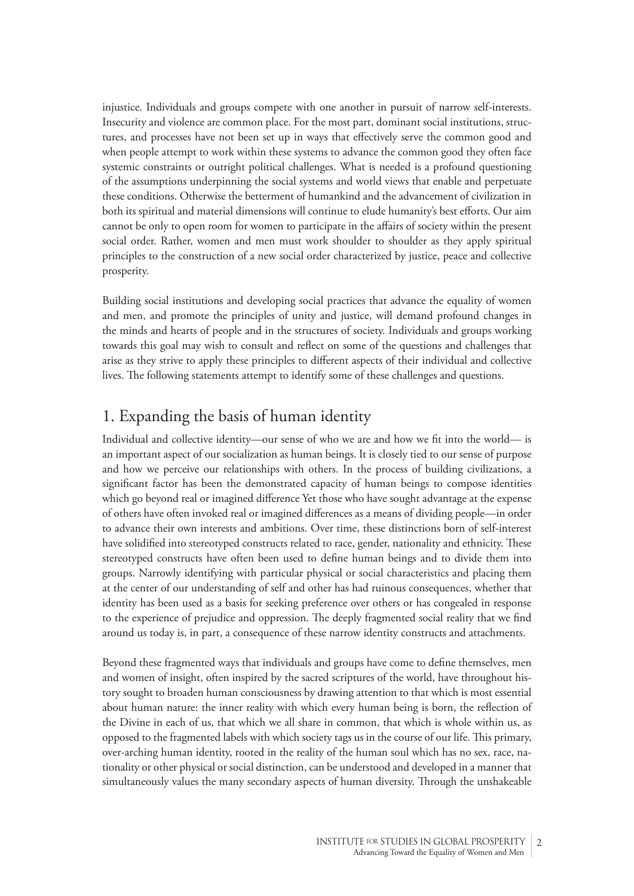injustice. Individuals and groups compete with one another in pursuit of narrow self-interests. Insecurity and violence are common place. For the most part, dominant social institutions, structures, and processes have not been set up in ways that effectively serve the common good and when people attempt to work within these systems to advance the common good they often face systemic constraints or outright political challenges. What is needed is a profound questioning of the assumptions underpinning the social systems and world views that enable and perpetuate these conditions. Otherwise the betterment of humankind and the advancement of civilization in both its spiritual and material dimensions will continue to elude humanity's best efforts. Our aim cannot be only to open room for women to participate in the affairs of society within the present social order. Rather, women and men must work shoulder to shoulder as they apply spiritual principles to the construction of a new social order characterized by justice, peace and collective prosperity.

Building social institutions and developing social practices that advance the equality of women and men, and promote the principles of unity and justice, will demand profound changes in the minds and hearts of people and in the structures of society. Individuals and groups working towards this goal may wish to consult and reflect on some of the questions and challenges that arise as they strive to apply these principles to different aspects of their individual and collective lives. The following statements attempt to identify some of these challenges and questions.

## 1. Expanding the basis of human identity

Individual and collective identity—our sense of who we are and how we fit into the world— is an important aspect of our socialization as human beings. It is closely tied to our sense of purpose and how we perceive our relationships with others. In the process of building civilizations, a significant factor has been the demonstrated capacity of human beings to compose identities which go beyond real or imagined difference Yet those who have sought advantage at the expense of others have often invoked real or imagined differences as a means of dividing people—in order to advance their own interests and ambitions. Over time, these distinctions born of self-interest have solidified into stereotyped constructs related to race, gender, nationality and ethnicity. These stereotyped constructs have often been used to define human beings and to divide them into groups. Narrowly identifying with particular physical or social characteristics and placing them at the center of our understanding of self and other has had ruinous consequences, whether that identity has been used as a basis for seeking preference over others or has congealed in response to the experience of prejudice and oppression. The deeply fragmented social reality that we find around us today is, in part, a consequence of these narrow identity constructs and attachments.

Beyond these fragmented ways that individuals and groups have come to define themselves, men and women of insight, often inspired by the sacred scriptures of the world, have throughout history sought to broaden human consciousness by drawing attention to that which is most essential about human nature: the inner reality with which every human being is born, the reflection of the Divine in each of us, that which we all share in common, that which is whole within us, as opposed to the fragmented labels with which society tags us in the course of our life. This primary, over-arching human identity, rooted in the reality of the human soul which has no sex, race, nationality or other physical or social distinction, can be understood and developed in a manner that simultaneously values the many secondary aspects of human diversity. Through the unshakeable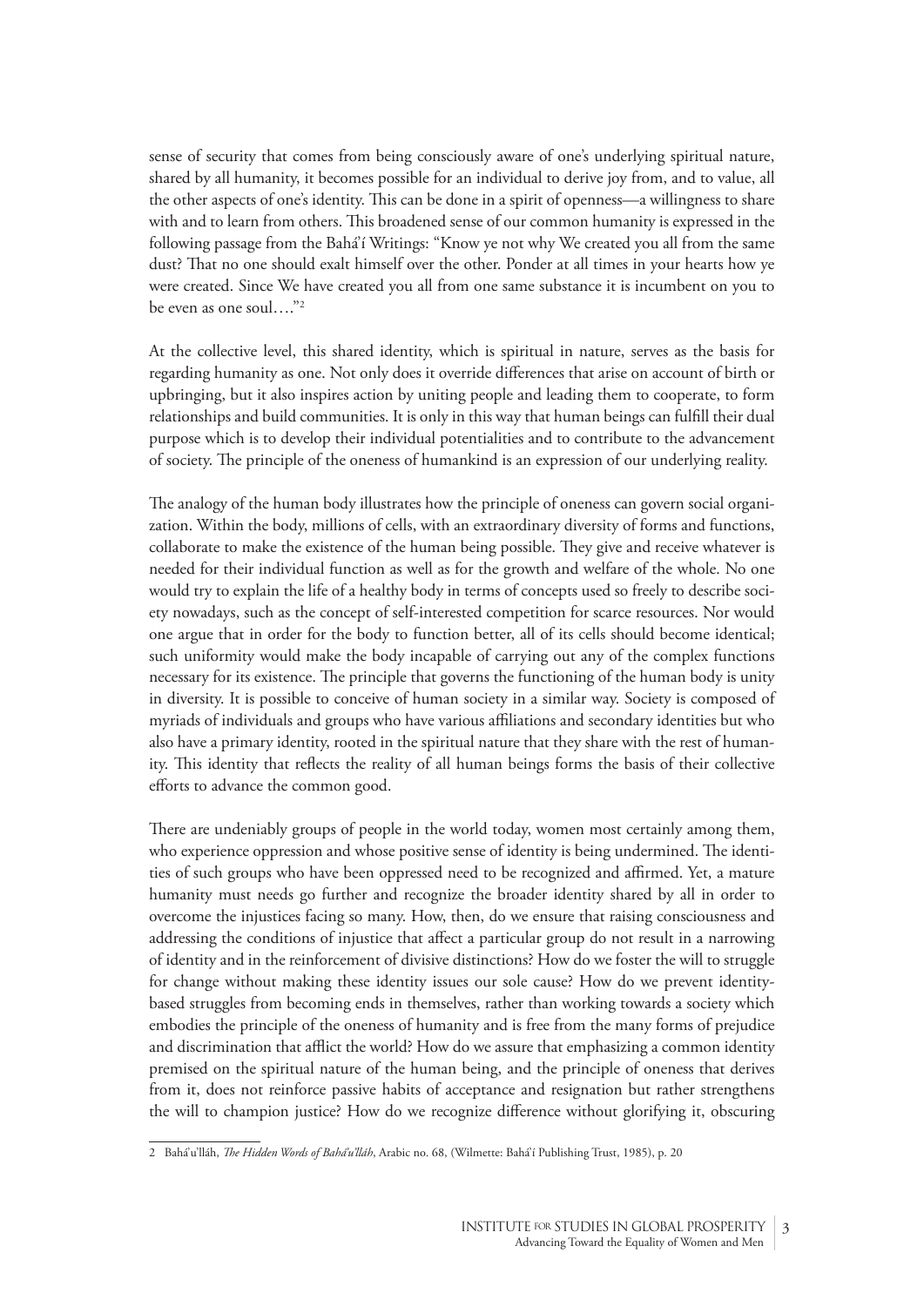sense of security that comes from being consciously aware of one's underlying spiritual nature, shared by all humanity, it becomes possible for an individual to derive joy from, and to value, all the other aspects of one's identity. This can be done in a spirit of openness—a willingness to share with and to learn from others. This broadened sense of our common humanity is expressed in the following passage from the Bahá'í Writings: "Know ye not why We created you all from the same dust? That no one should exalt himself over the other. Ponder at all times in your hearts how ye were created. Since We have created you all from one same substance it is incumbent on you to be even as one soul…."[2]

At the collective level, this shared identity, which is spiritual in nature, serves as the basis for regarding humanity as one. Not only does it override differences that arise on account of birth or upbringing, but it also inspires action by uniting people and leading them to cooperate, to form relationships and build communities. It is only in this way that human beings can fulfill their dual purpose which is to develop their individual potentialities and to contribute to the advancement of society. The principle of the oneness of humankind is an expression of our underlying reality.

The analogy of the human body illustrates how the principle of oneness can govern social organization. Within the body, millions of cells, with an extraordinary diversity of forms and functions, collaborate to make the existence of the human being possible. They give and receive whatever is needed for their individual function as well as for the growth and welfare of the whole. No one would try to explain the life of a healthy body in terms of concepts used so freely to describe society nowadays, such as the concept of self-interested competition for scarce resources. Nor would one argue that in order for the body to function better, all of its cells should become identical; such uniformity would make the body incapable of carrying out any of the complex functions necessary for its existence. The principle that governs the functioning of the human body is unity in diversity. It is possible to conceive of human society in a similar way. Society is composed of myriads of individuals and groups who have various affiliations and secondary identities but who also have a primary identity, rooted in the spiritual nature that they share with the rest of humanity. This identity that reflects the reality of all human beings forms the basis of their collective efforts to advance the common good.

There are undeniably groups of people in the world today, women most certainly among them, who experience oppression and whose positive sense of identity is being undermined. The identities of such groups who have been oppressed need to be recognized and affirmed. Yet, a mature humanity must needs go further and recognize the broader identity shared by all in order to overcome the injustices facing so many. How, then, do we ensure that raising consciousness and addressing the conditions of injustice that affect a particular group do not result in a narrowing of identity and in the reinforcement of divisive distinctions? How do we foster the will to struggle for change without making these identity issues our sole cause? How do we prevent identity-based struggles from becoming ends in themselves, rather than working towards a society which embodies the principle of the oneness of humanity and is free from the many forms of prejudice and discrimination that afflict the world? How do we assure that emphasizing a common identity premised on the spiritual nature of the human being, and the principle of oneness that derives from it, does not reinforce passive habits of acceptance and resignation but rather strengthens the will to champion justice? How do we recognize difference without glorifying it, obscuring

---

2 Bahá'u'lláh, *The Hidden Words of Bahá'u'lláh*, Arabic no. 68, (Wilmette: Bahá'í Publishing Trust, 1985), p. 20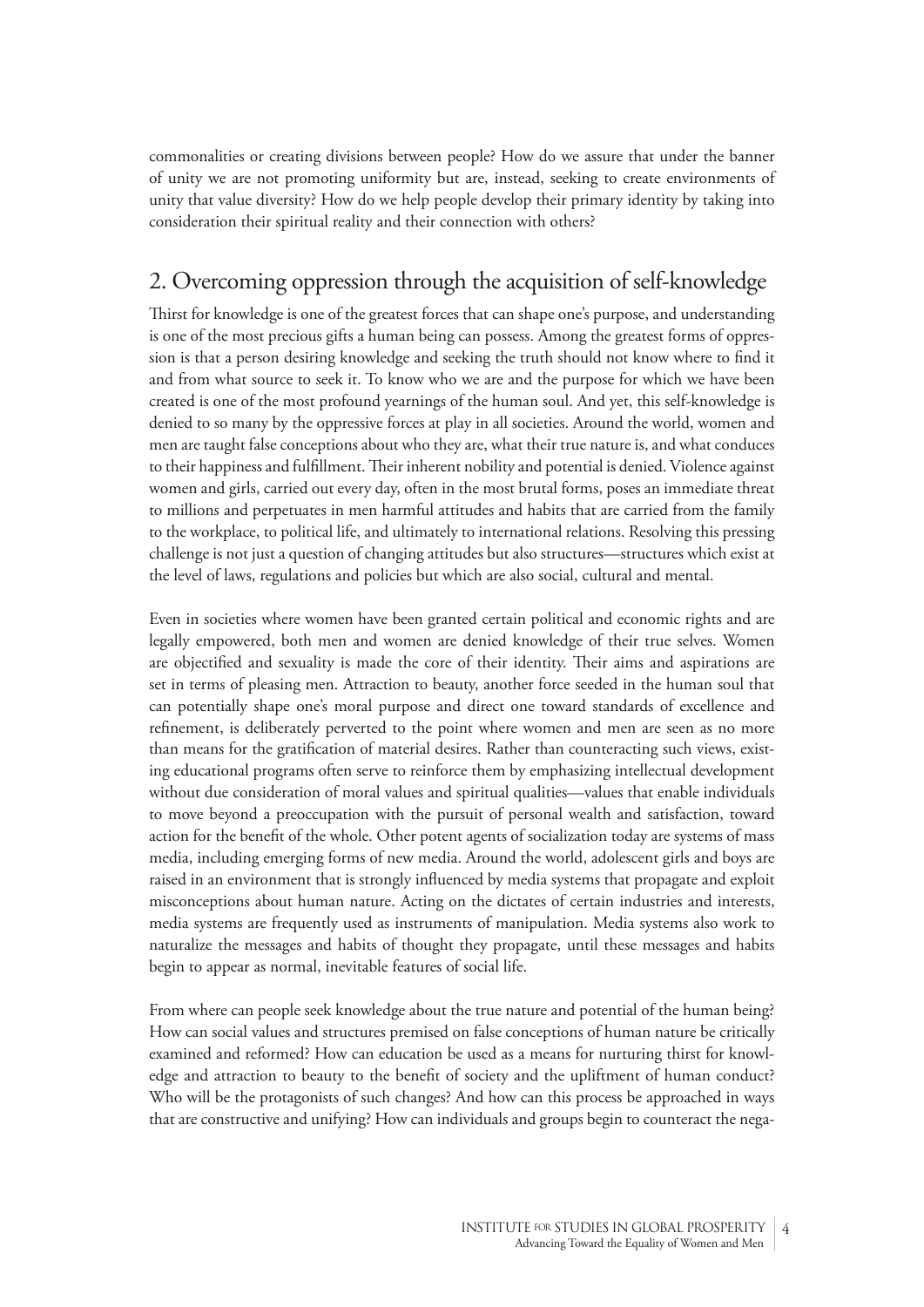commonalities or creating divisions between people? How do we assure that under the banner of unity we are not promoting uniformity but are, instead, seeking to create environments of unity that value diversity? How do we help people develop their primary identity by taking into consideration their spiritual reality and their connection with others?

## 2. Overcoming oppression through the acquisition of self-knowledge

Thirst for knowledge is one of the greatest forces that can shape one's purpose, and understanding is one of the most precious gifts a human being can possess. Among the greatest forms of oppression is that a person desiring knowledge and seeking the truth should not know where to find it and from what source to seek it. To know who we are and the purpose for which we have been created is one of the most profound yearnings of the human soul. And yet, this self-knowledge is denied to so many by the oppressive forces at play in all societies. Around the world, women and men are taught false conceptions about who they are, what their true nature is, and what conduces to their happiness and fulfillment. Their inherent nobility and potential is denied. Violence against women and girls, carried out every day, often in the most brutal forms, poses an immediate threat to millions and perpetuates in men harmful attitudes and habits that are carried from the family to the workplace, to political life, and ultimately to international relations. Resolving this pressing challenge is not just a question of changing attitudes but also structures—structures which exist at the level of laws, regulations and policies but which are also social, cultural and mental.

Even in societies where women have been granted certain political and economic rights and are legally empowered, both men and women are denied knowledge of their true selves. Women are objectified and sexuality is made the core of their identity. Their aims and aspirations are set in terms of pleasing men. Attraction to beauty, another force seeded in the human soul that can potentially shape one's moral purpose and direct one toward standards of excellence and refinement, is deliberately perverted to the point where women and men are seen as no more than means for the gratification of material desires. Rather than counteracting such views, existing educational programs often serve to reinforce them by emphasizing intellectual development without due consideration of moral values and spiritual qualities—values that enable individuals to move beyond a preoccupation with the pursuit of personal wealth and satisfaction, toward action for the benefit of the whole. Other potent agents of socialization today are systems of mass media, including emerging forms of new media. Around the world, adolescent girls and boys are raised in an environment that is strongly influenced by media systems that propagate and exploit misconceptions about human nature. Acting on the dictates of certain industries and interests, media systems are frequently used as instruments of manipulation. Media systems also work to naturalize the messages and habits of thought they propagate, until these messages and habits begin to appear as normal, inevitable features of social life.

From where can people seek knowledge about the true nature and potential of the human being? How can social values and structures premised on false conceptions of human nature be critically examined and reformed? How can education be used as a means for nurturing thirst for knowledge and attraction to beauty to the benefit of society and the upliftment of human conduct? Who will be the protagonists of such changes? And how can this process be approached in ways that are constructive and unifying? How can individuals and groups begin to counteract the nega-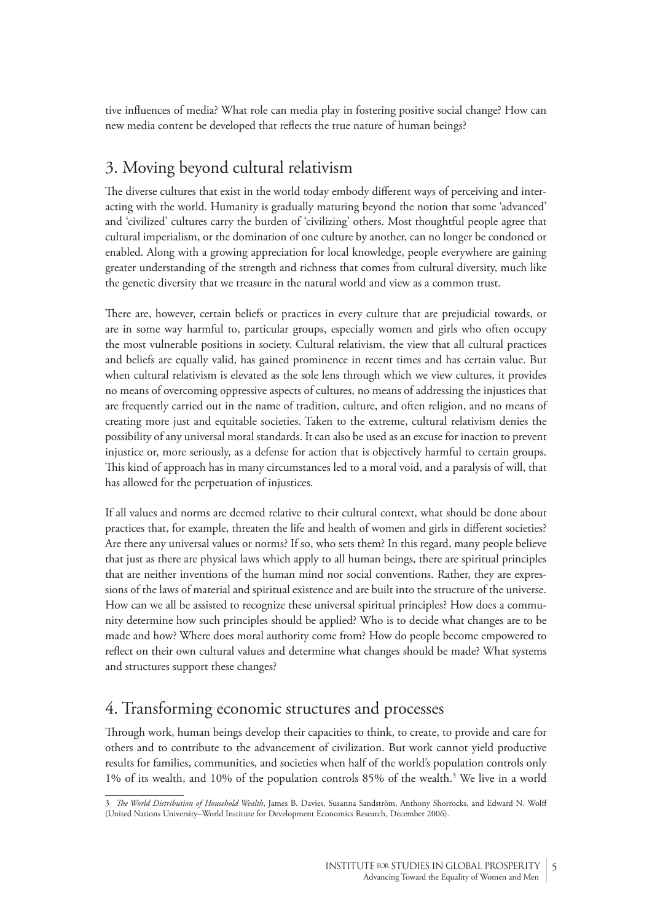tive influences of media? What role can media play in fostering positive social change? How can new media content be developed that reflects the true nature of human beings?

## 3. Moving beyond cultural relativism

The diverse cultures that exist in the world today embody different ways of perceiving and interacting with the world. Humanity is gradually maturing beyond the notion that some 'advanced' and 'civilized' cultures carry the burden of 'civilizing' others. Most thoughtful people agree that cultural imperialism, or the domination of one culture by another, can no longer be condoned or enabled. Along with a growing appreciation for local knowledge, people everywhere are gaining greater understanding of the strength and richness that comes from cultural diversity, much like the genetic diversity that we treasure in the natural world and view as a common trust.

There are, however, certain beliefs or practices in every culture that are prejudicial towards, or are in some way harmful to, particular groups, especially women and girls who often occupy the most vulnerable positions in society. Cultural relativism, the view that all cultural practices and beliefs are equally valid, has gained prominence in recent times and has certain value. But when cultural relativism is elevated as the sole lens through which we view cultures, it provides no means of overcoming oppressive aspects of cultures, no means of addressing the injustices that are frequently carried out in the name of tradition, culture, and often religion, and no means of creating more just and equitable societies. Taken to the extreme, cultural relativism denies the possibility of any universal moral standards. It can also be used as an excuse for inaction to prevent injustice or, more seriously, as a defense for action that is objectively harmful to certain groups. This kind of approach has in many circumstances led to a moral void, and a paralysis of will, that has allowed for the perpetuation of injustices.

If all values and norms are deemed relative to their cultural context, what should be done about practices that, for example, threaten the life and health of women and girls in different societies? Are there any universal values or norms? If so, who sets them? In this regard, many people believe that just as there are physical laws which apply to all human beings, there are spiritual principles that are neither inventions of the human mind nor social conventions. Rather, they are expressions of the laws of material and spiritual existence and are built into the structure of the universe. How can we all be assisted to recognize these universal spiritual principles? How does a community determine how such principles should be applied? Who is to decide what changes are to be made and how? Where does moral authority come from? How do people become empowered to reflect on their own cultural values and determine what changes should be made? What systems and structures support these changes?

## 4. Transforming economic structures and processes

Through work, human beings develop their capacities to think, to create, to provide and care for others and to contribute to the advancement of civilization. But work cannot yield productive results for families, communities, and societies when half of the world's population controls only 1% of its wealth, and 10% of the population controls 85% of the wealth.[3] We live in a world

3 *The World Distribution of Household Wealth*, James B. Davies, Susanna Sandström, Anthony Shorrocks, and Edward N. Wolff (United Nations University–World Institute for Development Economics Research, December 2006).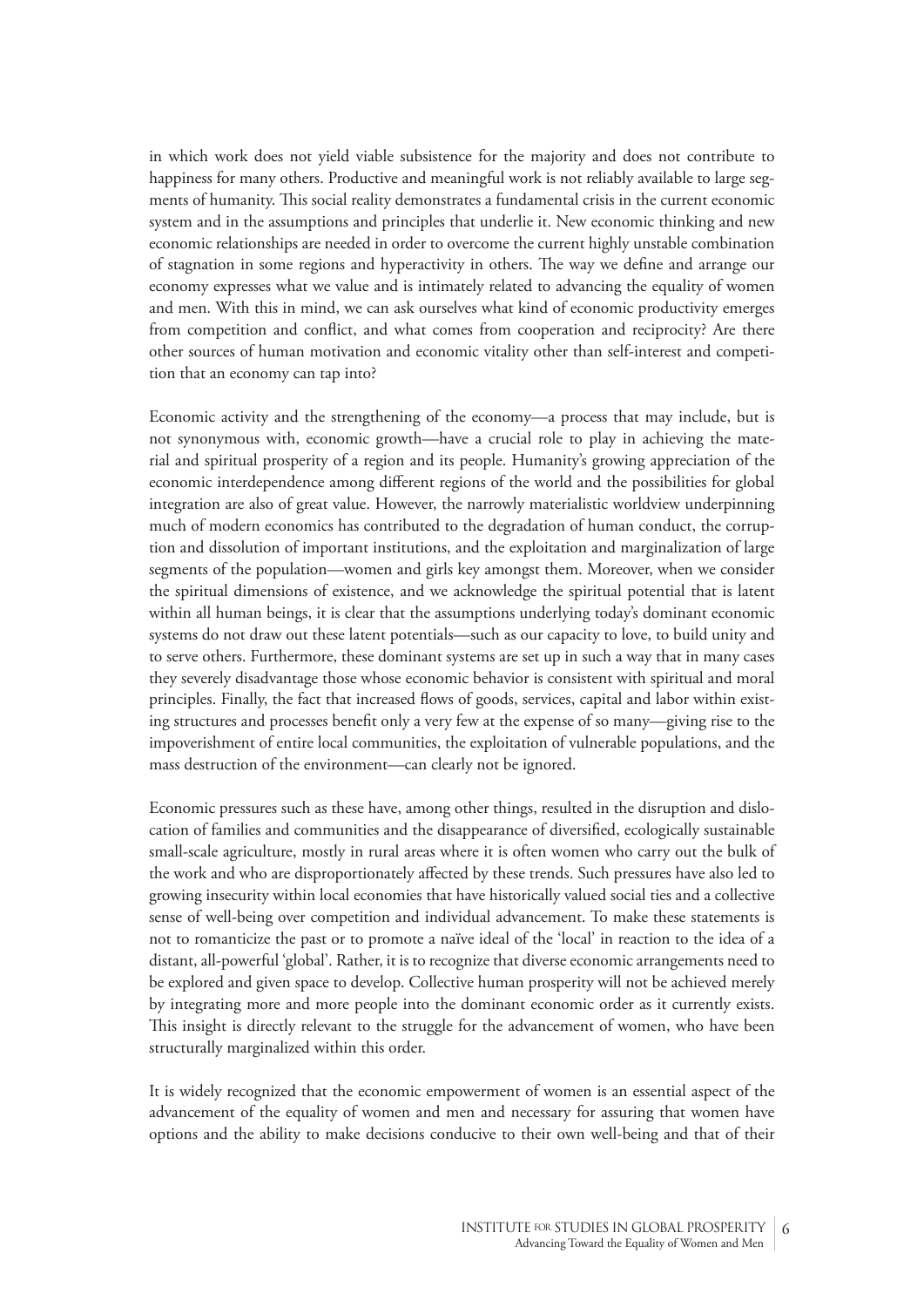in which work does not yield viable subsistence for the majority and does not contribute to happiness for many others. Productive and meaningful work is not reliably available to large segments of humanity. This social reality demonstrates a fundamental crisis in the current economic system and in the assumptions and principles that underlie it. New economic thinking and new economic relationships are needed in order to overcome the current highly unstable combination of stagnation in some regions and hyperactivity in others. The way we define and arrange our economy expresses what we value and is intimately related to advancing the equality of women and men. With this in mind, we can ask ourselves what kind of economic productivity emerges from competition and conflict, and what comes from cooperation and reciprocity? Are there other sources of human motivation and economic vitality other than self-interest and competition that an economy can tap into?

Economic activity and the strengthening of the economy—a process that may include, but is not synonymous with, economic growth—have a crucial role to play in achieving the material and spiritual prosperity of a region and its people. Humanity's growing appreciation of the economic interdependence among different regions of the world and the possibilities for global integration are also of great value. However, the narrowly materialistic worldview underpinning much of modern economics has contributed to the degradation of human conduct, the corruption and dissolution of important institutions, and the exploitation and marginalization of large segments of the population—women and girls key amongst them. Moreover, when we consider the spiritual dimensions of existence, and we acknowledge the spiritual potential that is latent within all human beings, it is clear that the assumptions underlying today's dominant economic systems do not draw out these latent potentials—such as our capacity to love, to build unity and to serve others. Furthermore, these dominant systems are set up in such a way that in many cases they severely disadvantage those whose economic behavior is consistent with spiritual and moral principles. Finally, the fact that increased flows of goods, services, capital and labor within existing structures and processes benefit only a very few at the expense of so many—giving rise to the impoverishment of entire local communities, the exploitation of vulnerable populations, and the mass destruction of the environment—can clearly not be ignored.

Economic pressures such as these have, among other things, resulted in the disruption and dislocation of families and communities and the disappearance of diversified, ecologically sustainable small-scale agriculture, mostly in rural areas where it is often women who carry out the bulk of the work and who are disproportionately affected by these trends. Such pressures have also led to growing insecurity within local economies that have historically valued social ties and a collective sense of well-being over competition and individual advancement. To make these statements is not to romanticize the past or to promote a naïve ideal of the 'local' in reaction to the idea of a distant, all-powerful 'global'. Rather, it is to recognize that diverse economic arrangements need to be explored and given space to develop. Collective human prosperity will not be achieved merely by integrating more and more people into the dominant economic order as it currently exists. This insight is directly relevant to the struggle for the advancement of women, who have been structurally marginalized within this order.

It is widely recognized that the economic empowerment of women is an essential aspect of the advancement of the equality of women and men and necessary for assuring that women have options and the ability to make decisions conducive to their own well-being and that of their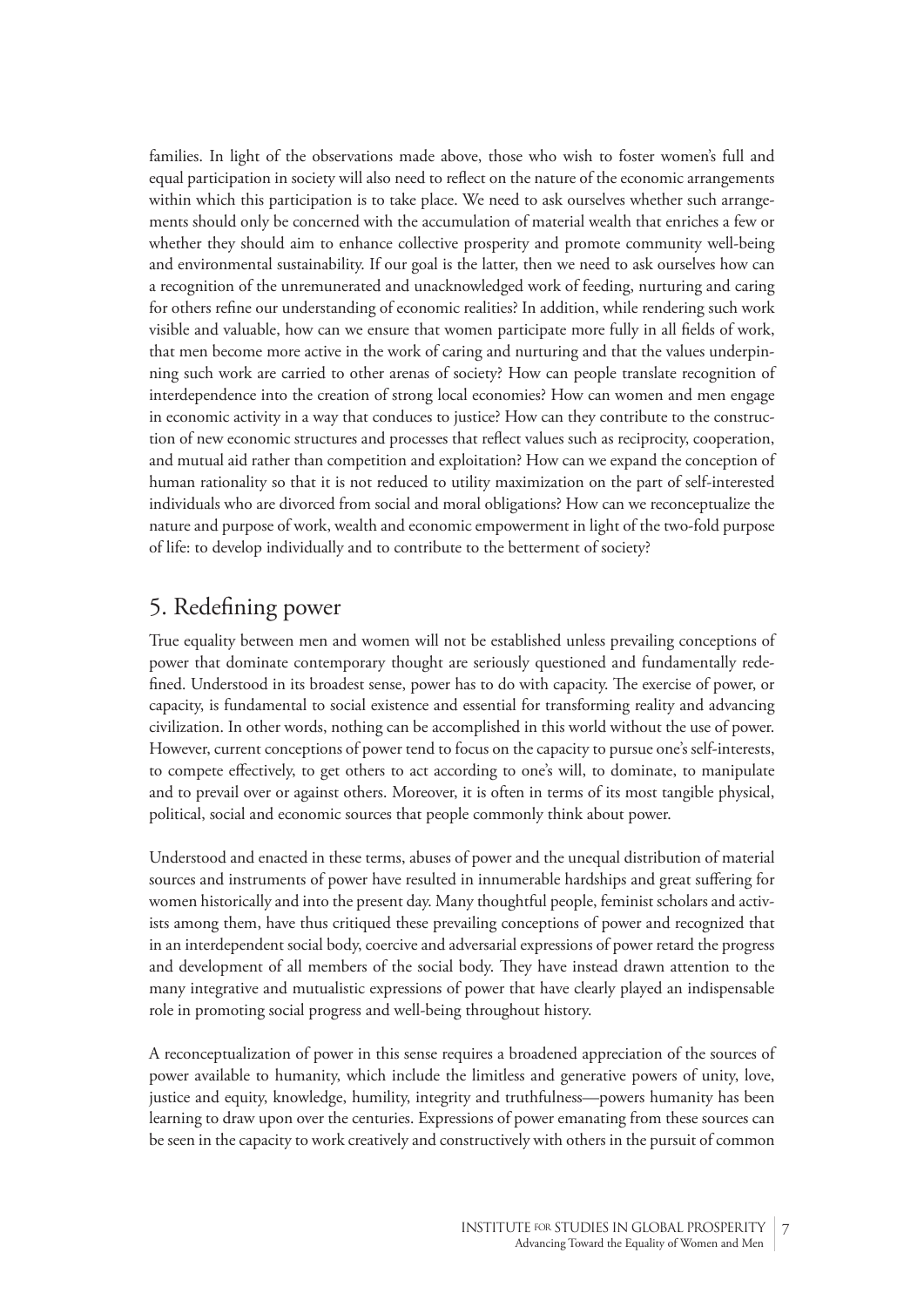families. In light of the observations made above, those who wish to foster women's full and equal participation in society will also need to reflect on the nature of the economic arrangements within which this participation is to take place. We need to ask ourselves whether such arrangements should only be concerned with the accumulation of material wealth that enriches a few or whether they should aim to enhance collective prosperity and promote community well-being and environmental sustainability. If our goal is the latter, then we need to ask ourselves how can a recognition of the unremunerated and unacknowledged work of feeding, nurturing and caring for others refine our understanding of economic realities? In addition, while rendering such work visible and valuable, how can we ensure that women participate more fully in all fields of work, that men become more active in the work of caring and nurturing and that the values underpinning such work are carried to other arenas of society? How can people translate recognition of interdependence into the creation of strong local economies? How can women and men engage in economic activity in a way that conduces to justice? How can they contribute to the construction of new economic structures and processes that reflect values such as reciprocity, cooperation, and mutual aid rather than competition and exploitation? How can we expand the conception of human rationality so that it is not reduced to utility maximization on the part of self-interested individuals who are divorced from social and moral obligations? How can we reconceptualize the nature and purpose of work, wealth and economic empowerment in light of the two-fold purpose of life: to develop individually and to contribute to the betterment of society?

## 5. Redefining power

True equality between men and women will not be established unless prevailing conceptions of power that dominate contemporary thought are seriously questioned and fundamentally redefined. Understood in its broadest sense, power has to do with capacity. The exercise of power, or capacity, is fundamental to social existence and essential for transforming reality and advancing civilization. In other words, nothing can be accomplished in this world without the use of power. However, current conceptions of power tend to focus on the capacity to pursue one's self-interests, to compete effectively, to get others to act according to one's will, to dominate, to manipulate and to prevail over or against others. Moreover, it is often in terms of its most tangible physical, political, social and economic sources that people commonly think about power.

Understood and enacted in these terms, abuses of power and the unequal distribution of material sources and instruments of power have resulted in innumerable hardships and great suffering for women historically and into the present day. Many thoughtful people, feminist scholars and activists among them, have thus critiqued these prevailing conceptions of power and recognized that in an interdependent social body, coercive and adversarial expressions of power retard the progress and development of all members of the social body. They have instead drawn attention to the many integrative and mutualistic expressions of power that have clearly played an indispensable role in promoting social progress and well-being throughout history.

A reconceptualization of power in this sense requires a broadened appreciation of the sources of power available to humanity, which include the limitless and generative powers of unity, love, justice and equity, knowledge, humility, integrity and truthfulness—powers humanity has been learning to draw upon over the centuries. Expressions of power emanating from these sources can be seen in the capacity to work creatively and constructively with others in the pursuit of common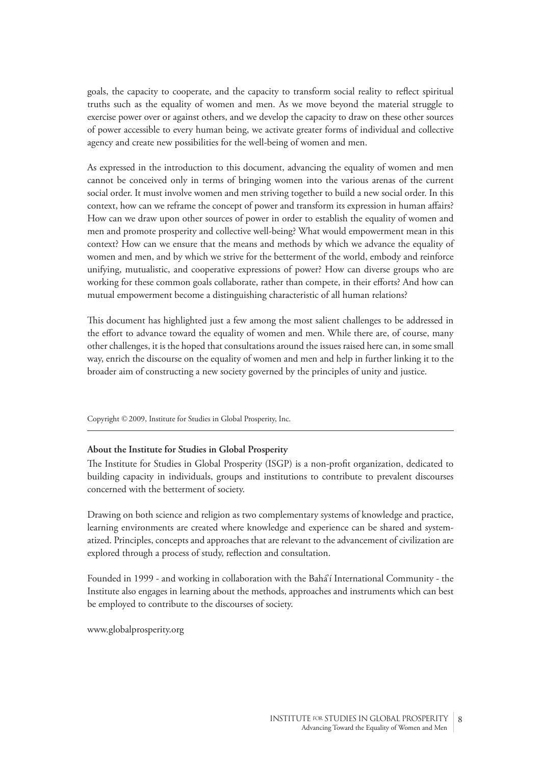goals, the capacity to cooperate, and the capacity to transform social reality to reflect spiritual truths such as the equality of women and men. As we move beyond the material struggle to exercise power over or against others, and we develop the capacity to draw on these other sources of power accessible to every human being, we activate greater forms of individual and collective agency and create new possibilities for the well-being of women and men.

As expressed in the introduction to this document, advancing the equality of women and men cannot be conceived only in terms of bringing women into the various arenas of the current social order. It must involve women and men striving together to build a new social order. In this context, how can we reframe the concept of power and transform its expression in human affairs? How can we draw upon other sources of power in order to establish the equality of women and men and promote prosperity and collective well-being? What would empowerment mean in this context? How can we ensure that the means and methods by which we advance the equality of women and men, and by which we strive for the betterment of the world, embody and reinforce unifying, mutualistic, and cooperative expressions of power? How can diverse groups who are working for these common goals collaborate, rather than compete, in their efforts? And how can mutual empowerment become a distinguishing characteristic of all human relations?

This document has highlighted just a few among the most salient challenges to be addressed in the effort to advance toward the equality of women and men. While there are, of course, many other challenges, it is the hoped that consultations around the issues raised here can, in some small way, enrich the discourse on the equality of women and men and help in further linking it to the broader aim of constructing a new society governed by the principles of unity and justice.

Copyright © 2009, Institute for Studies in Global Prosperity, Inc.

---

**About the Institute for Studies in Global Prosperity**

The Institute for Studies in Global Prosperity (ISGP) is a non-profit organization, dedicated to building capacity in individuals, groups and institutions to contribute to prevalent discourses concerned with the betterment of society.

Drawing on both science and religion as two complementary systems of knowledge and practice, learning environments are created where knowledge and experience can be shared and systematized. Principles, concepts and approaches that are relevant to the advancement of civilization are explored through a process of study, reflection and consultation.

Founded in 1999 - and working in collaboration with the Bahá'í International Community - the Institute also engages in learning about the methods, approaches and instruments which can best be employed to contribute to the discourses of society.

www.globalprosperity.org